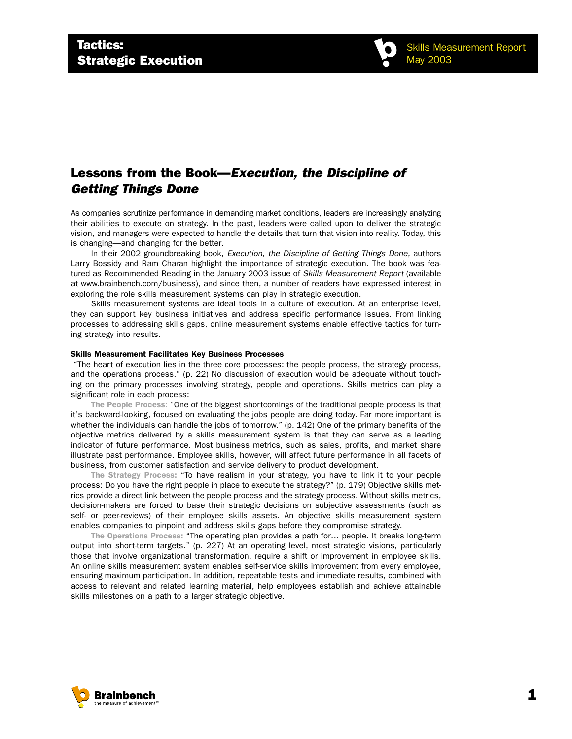# Tactics: Strategic Execution

Skills Measurement Report
May 2003

## Lessons from the Book—*Execution, the Discipline of Getting Things Done*

As companies scrutinize performance in demanding market conditions, leaders are increasingly analyzing their abilities to execute on strategy. In the past, leaders were called upon to deliver the strategic vision, and managers were expected to handle the details that turn that vision into reality. Today, this is changing—and changing for the better.

In their 2002 groundbreaking book, *Execution, the Discipline of Getting Things Done,* authors Larry Bossidy and Ram Charan highlight the importance of strategic execution. The book was featured as Recommended Reading in the January 2003 issue of *Skills Measurement Report* (available at www.brainbench.com/business), and since then, a number of readers have expressed interest in exploring the role skills measurement systems can play in strategic execution.

Skills measurement systems are ideal tools in a culture of execution. At an enterprise level, they can support key business initiatives and address specific performance issues. From linking processes to addressing skills gaps, online measurement systems enable effective tactics for turning strategy into results.

#### Skills Measurement Facilitates Key Business Processes

"The heart of execution lies in the three core processes: the people process, the strategy process, and the operations process." (p. 22) No discussion of execution would be adequate without touching on the primary processes involving strategy, people and operations. Skills metrics can play a significant role in each process:

**The People Process:** "One of the biggest shortcomings of the traditional people process is that it's backward-looking, focused on evaluating the jobs people are doing today. Far more important is whether the individuals can handle the jobs of tomorrow." (p. 142) One of the primary benefits of the objective metrics delivered by a skills measurement system is that they can serve as a leading indicator of future performance. Most business metrics, such as sales, profits, and market share illustrate past performance. Employee skills, however, will affect future performance in all facets of business, from customer satisfaction and service delivery to product development.

**The Strategy Process:** "To have realism in your strategy, you have to link it to your people process: Do you have the right people in place to execute the strategy?" (p. 179) Objective skills metrics provide a direct link between the people process and the strategy process. Without skills metrics, decision-makers are forced to base their strategic decisions on subjective assessments (such as self- or peer-reviews) of their employee skills assets. An objective skills measurement system enables companies to pinpoint and address skills gaps before they compromise strategy.

**The Operations Process:** "The operating plan provides a path for… people. It breaks long-term output into short-term targets." (p. 227) At an operating level, most strategic visions, particularly those that involve organizational transformation, require a shift or improvement in employee skills. An online skills measurement system enables self-service skills improvement from every employee, ensuring maximum participation. In addition, repeatable tests and immediate results, combined with access to relevant and related learning material, help employees establish and achieve attainable skills milestones on a path to a larger strategic objective.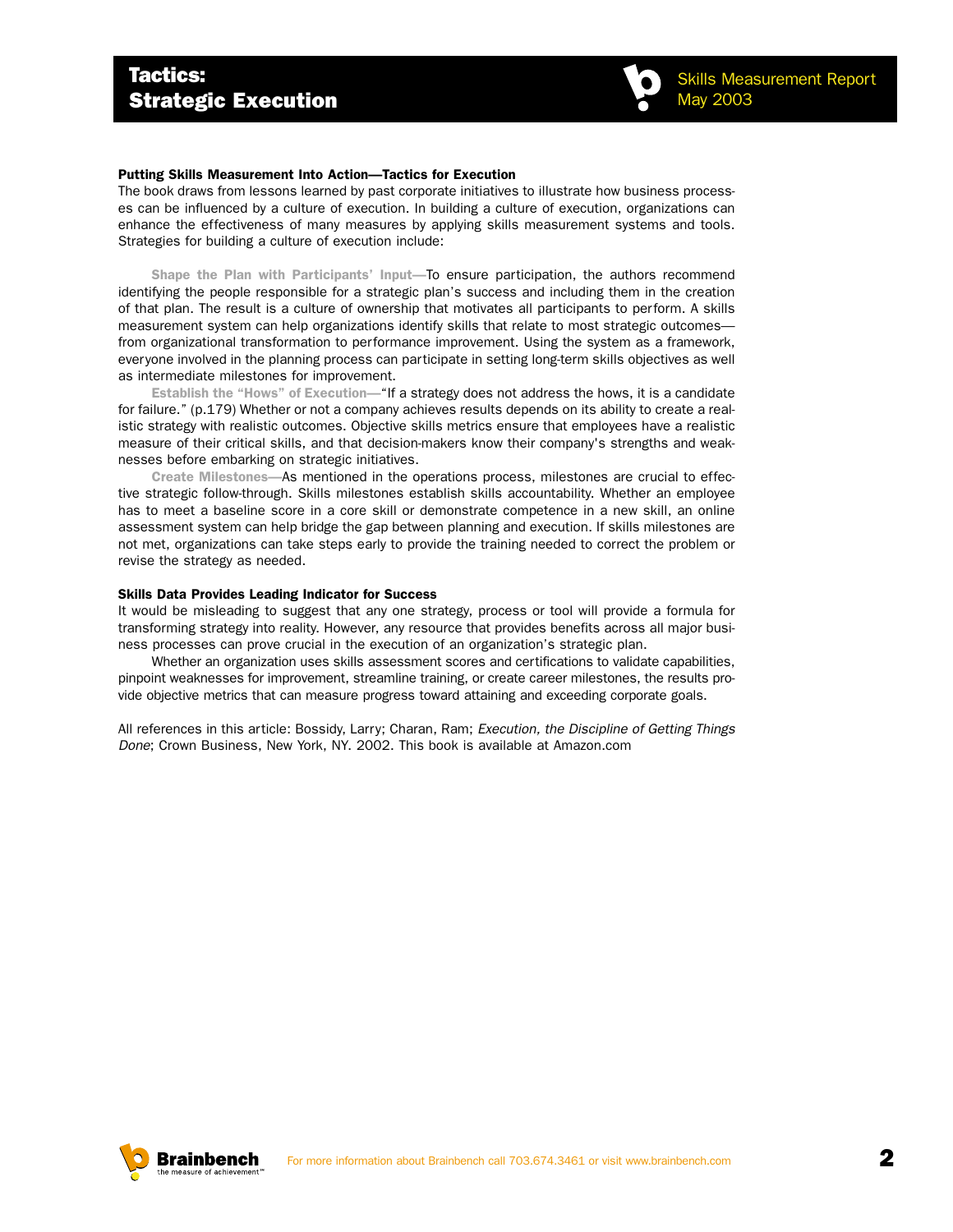# Tactics: Strategic Execution

### Putting Skills Measurement Into Action—Tactics for Execution

The book draws from lessons learned by past corporate initiatives to illustrate how business processes can be influenced by a culture of execution. In building a culture of execution, organizations can enhance the effectiveness of many measures by applying skills measurement systems and tools. Strategies for building a culture of execution include:

**Shape the Plan with Participants' Input**—To ensure participation, the authors recommend identifying the people responsible for a strategic plan's success and including them in the creation of that plan. The result is a culture of ownership that motivates all participants to perform. A skills measurement system can help organizations identify skills that relate to most strategic outcomes—from organizational transformation to performance improvement. Using the system as a framework, everyone involved in the planning process can participate in setting long-term skills objectives as well as intermediate milestones for improvement.

**Establish the "Hows" of Execution**—"If a strategy does not address the hows, it is a candidate for failure." (p.179) Whether or not a company achieves results depends on its ability to create a realistic strategy with realistic outcomes. Objective skills metrics ensure that employees have a realistic measure of their critical skills, and that decision-makers know their company's strengths and weaknesses before embarking on strategic initiatives.

**Create Milestones**—As mentioned in the operations process, milestones are crucial to effective strategic follow-through. Skills milestones establish skills accountability. Whether an employee has to meet a baseline score in a core skill or demonstrate competence in a new skill, an online assessment system can help bridge the gap between planning and execution. If skills milestones are not met, organizations can take steps early to provide the training needed to correct the problem or revise the strategy as needed.

### Skills Data Provides Leading Indicator for Success

It would be misleading to suggest that any one strategy, process or tool will provide a formula for transforming strategy into reality. However, any resource that provides benefits across all major business processes can prove crucial in the execution of an organization's strategic plan.

Whether an organization uses skills assessment scores and certifications to validate capabilities, pinpoint weaknesses for improvement, streamline training, or create career milestones, the results provide objective metrics that can measure progress toward attaining and exceeding corporate goals.

All references in this article: Bossidy, Larry; Charan, Ram; *Execution, the Discipline of Getting Things Done*; Crown Business, New York, NY. 2002. This book is available at Amazon.com